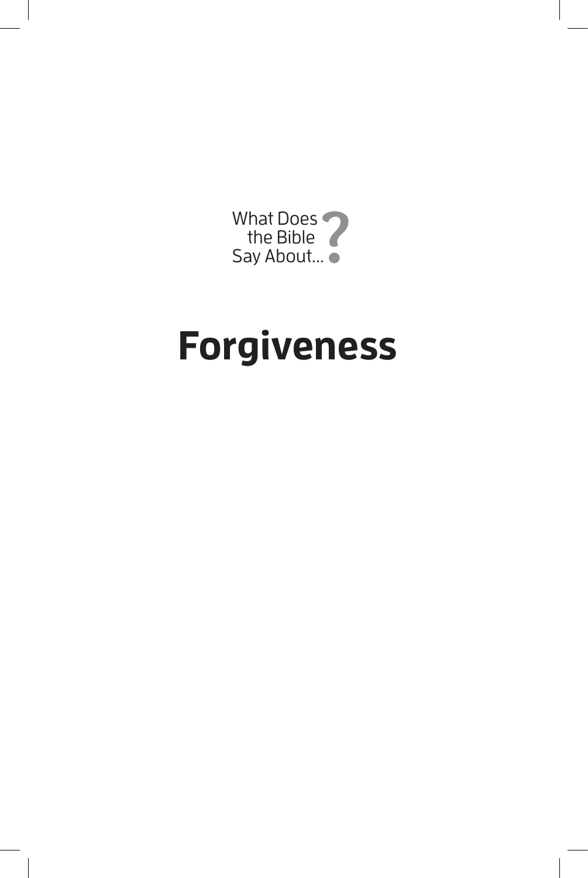What Does the Bible Say About...?

# Forgiveness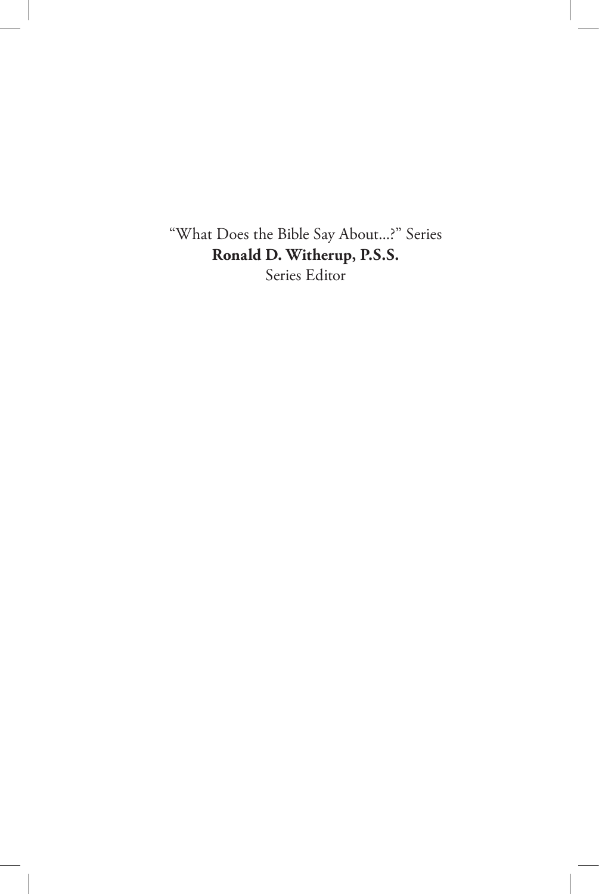"What Does the Bible Say About...?" Series

**Ronald D. Witherup, P.S.S.**

Series Editor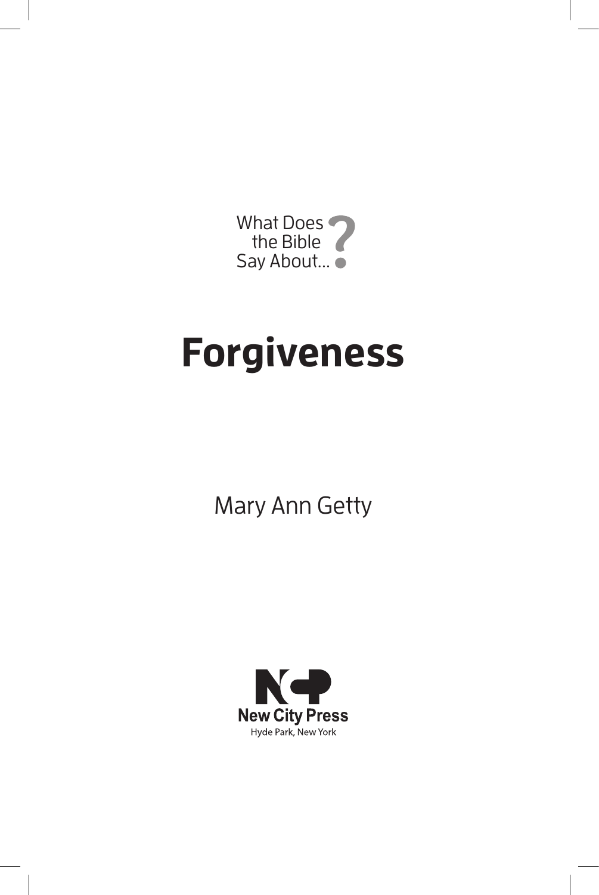What Does the Bible Say About...?

# Forgiveness

Mary Ann Getty

New City Press
Hyde Park, New York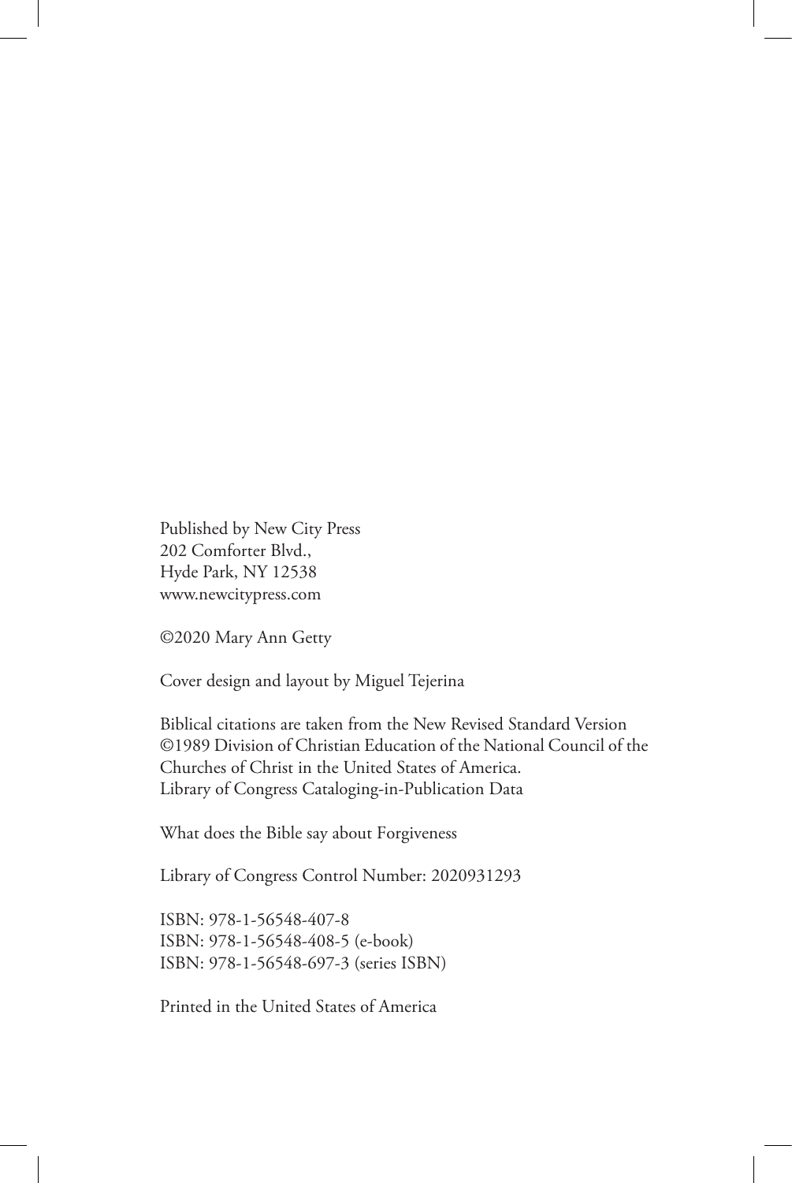Published by New City Press
202 Comforter Blvd.,
Hyde Park, NY 12538
www.newcitypress.com

©2020 Mary Ann Getty

Cover design and layout by Miguel Tejerina

Biblical citations are taken from the New Revised Standard Version ©1989 Division of Christian Education of the National Council of the Churches of Christ in the United States of America.
Library of Congress Cataloging-in-Publication Data

What does the Bible say about Forgiveness

Library of Congress Control Number: 2020931293

ISBN: 978-1-56548-407-8
ISBN: 978-1-56548-408-5 (e-book)
ISBN: 978-1-56548-697-3 (series ISBN)

Printed in the United States of America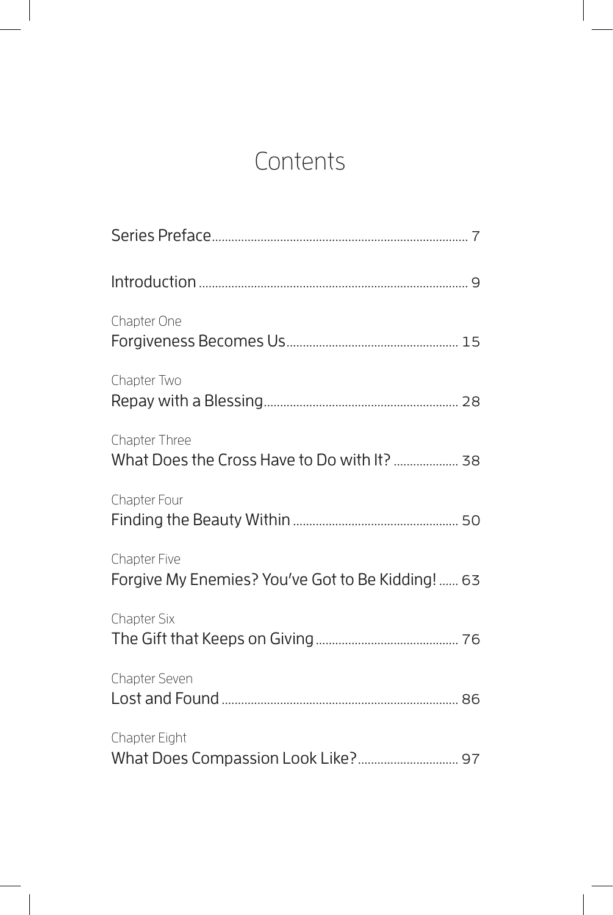# Contents

Series Preface ........ 7

Introduction ........ 9

Chapter One
Forgiveness Becomes Us ........ 15

Chapter Two
Repay with a Blessing ........ 28

Chapter Three
What Does the Cross Have to Do with It? ........ 38

Chapter Four
Finding the Beauty Within ........ 50

Chapter Five
Forgive My Enemies? You've Got to Be Kidding! ........ 63

Chapter Six
The Gift that Keeps on Giving ........ 76

Chapter Seven
Lost and Found ........ 86

Chapter Eight
What Does Compassion Look Like? ........ 97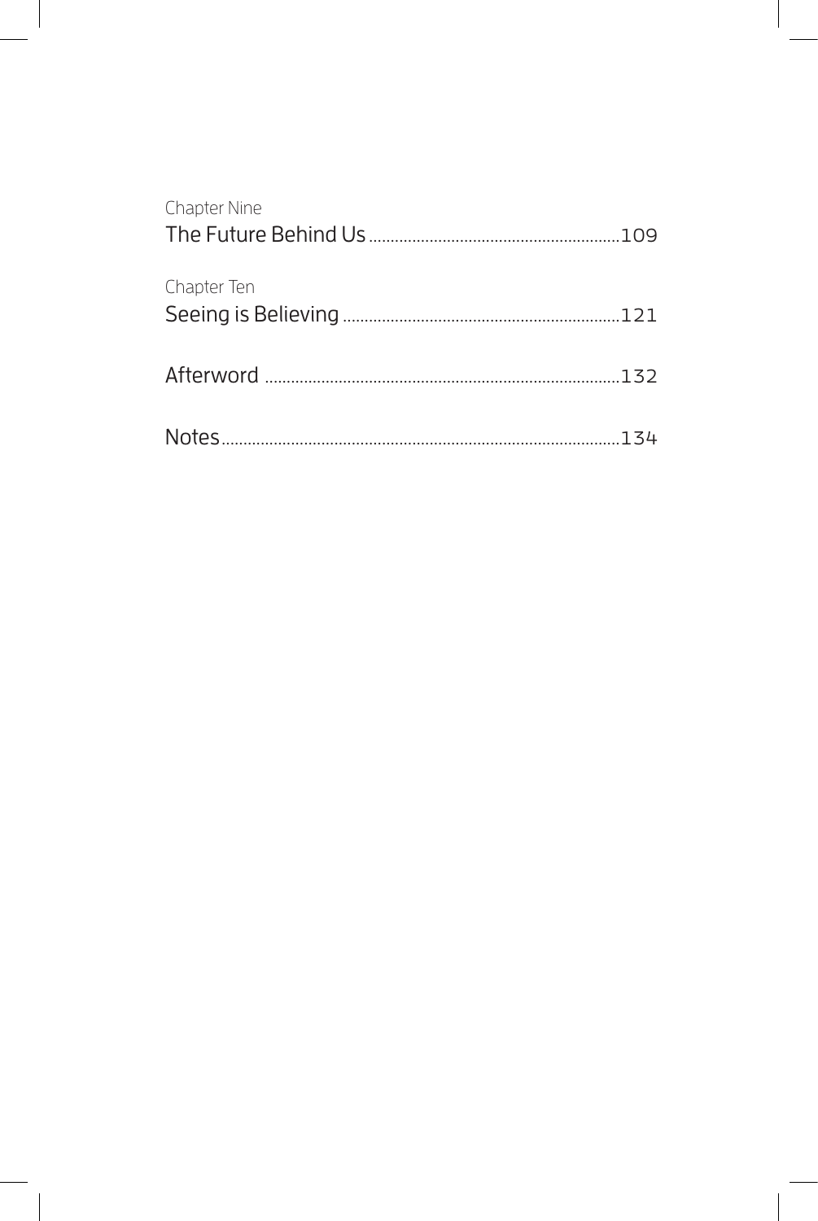Chapter Nine
The Future Behind Us .......................................................... 109

Chapter Ten
Seeing is Believing ............................................................. 121

Afterword ........................................................................... 132

Notes ................................................................................. 134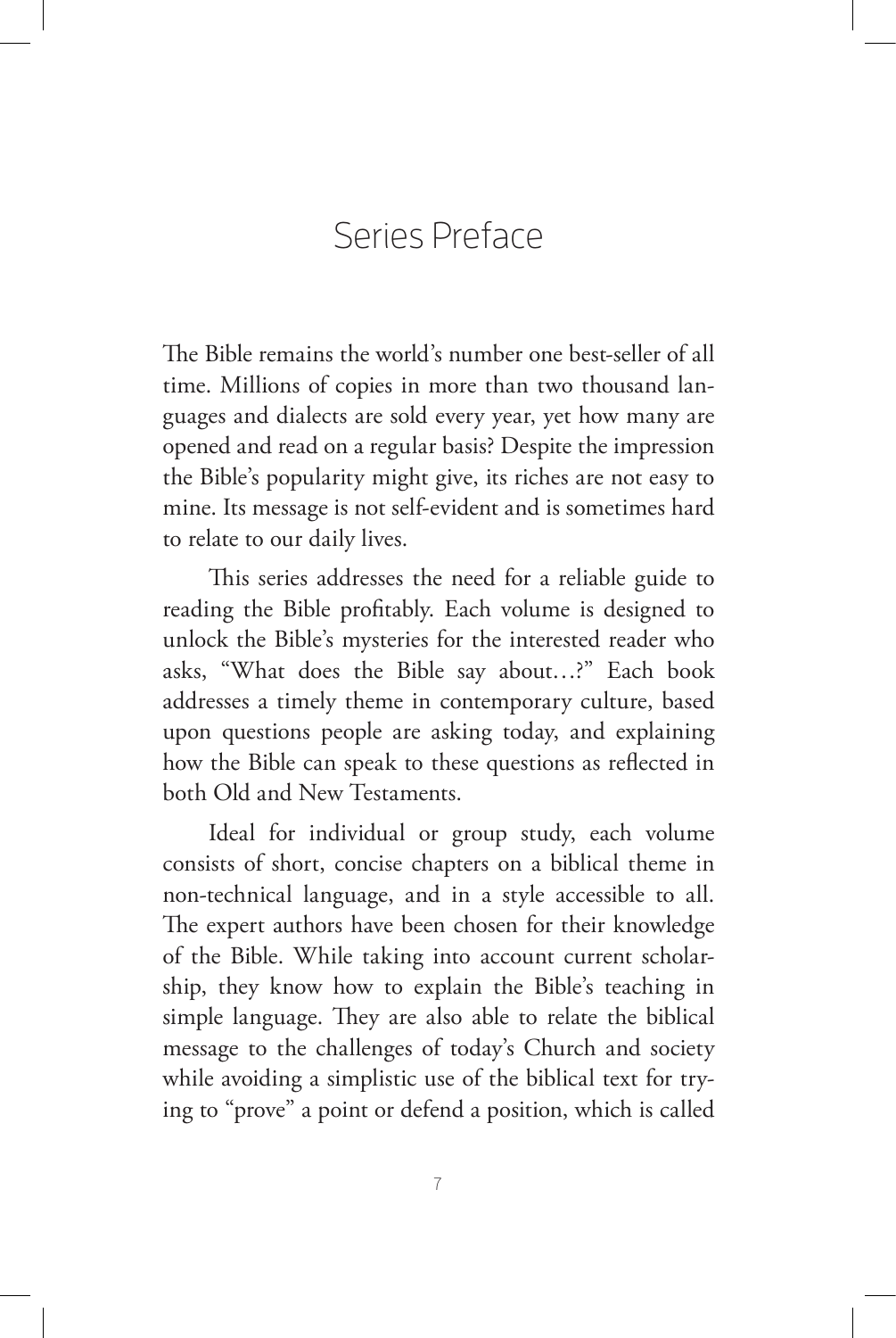# Series Preface

The Bible remains the world's number one best-seller of all time. Millions of copies in more than two thousand languages and dialects are sold every year, yet how many are opened and read on a regular basis? Despite the impression the Bible's popularity might give, its riches are not easy to mine. Its message is not self-evident and is sometimes hard to relate to our daily lives.

This series addresses the need for a reliable guide to reading the Bible profitably. Each volume is designed to unlock the Bible's mysteries for the interested reader who asks, "What does the Bible say about…?" Each book addresses a timely theme in contemporary culture, based upon questions people are asking today, and explaining how the Bible can speak to these questions as reflected in both Old and New Testaments.

Ideal for individual or group study, each volume consists of short, concise chapters on a biblical theme in non-technical language, and in a style accessible to all. The expert authors have been chosen for their knowledge of the Bible. While taking into account current scholarship, they know how to explain the Bible's teaching in simple language. They are also able to relate the biblical message to the challenges of today's Church and society while avoiding a simplistic use of the biblical text for trying to "prove" a point or defend a position, which is called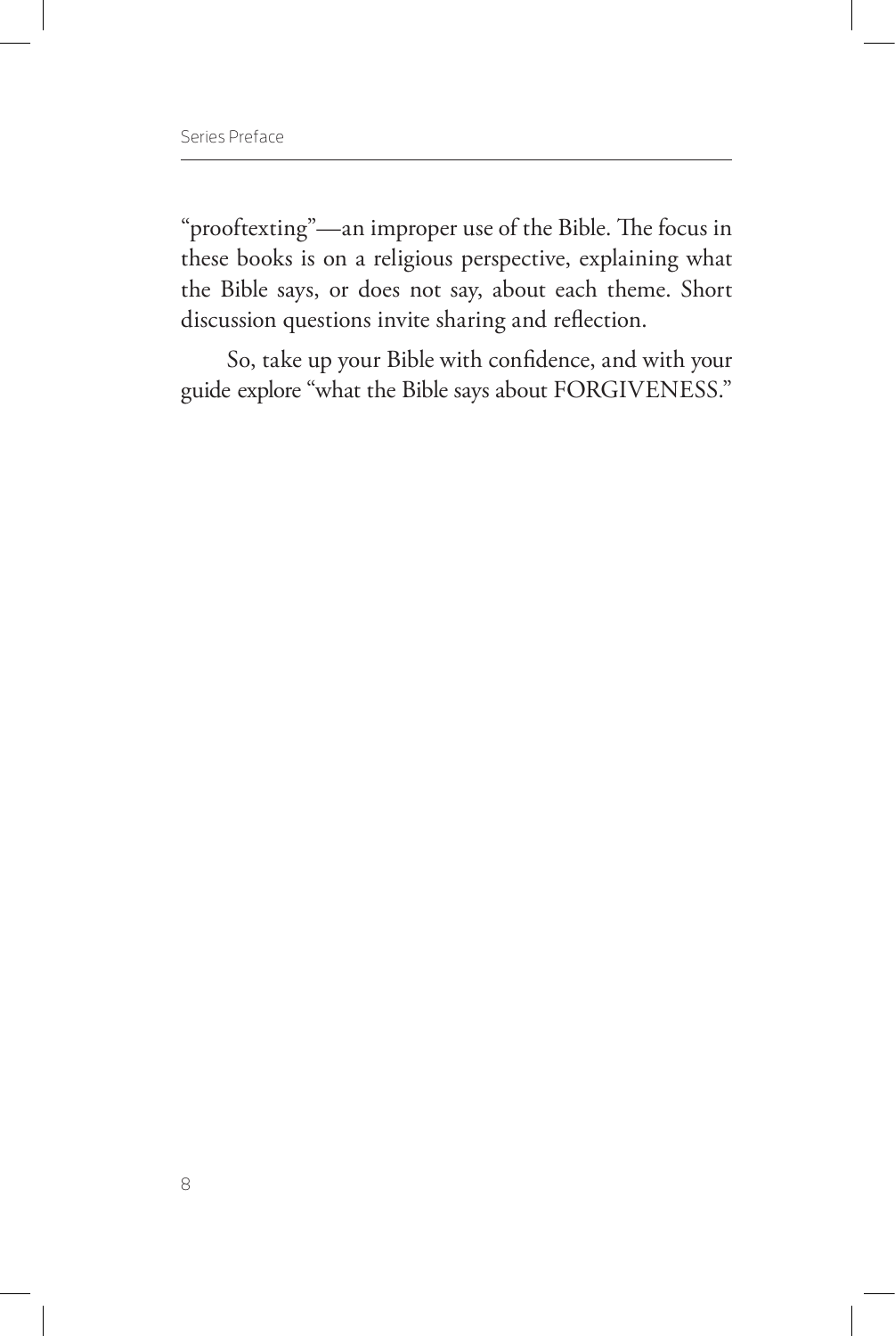"prooftexting"—an improper use of the Bible. The focus in these books is on a religious perspective, explaining what the Bible says, or does not say, about each theme. Short discussion questions invite sharing and reflection.

So, take up your Bible with confidence, and with your guide explore "what the Bible says about FORGIVENESS."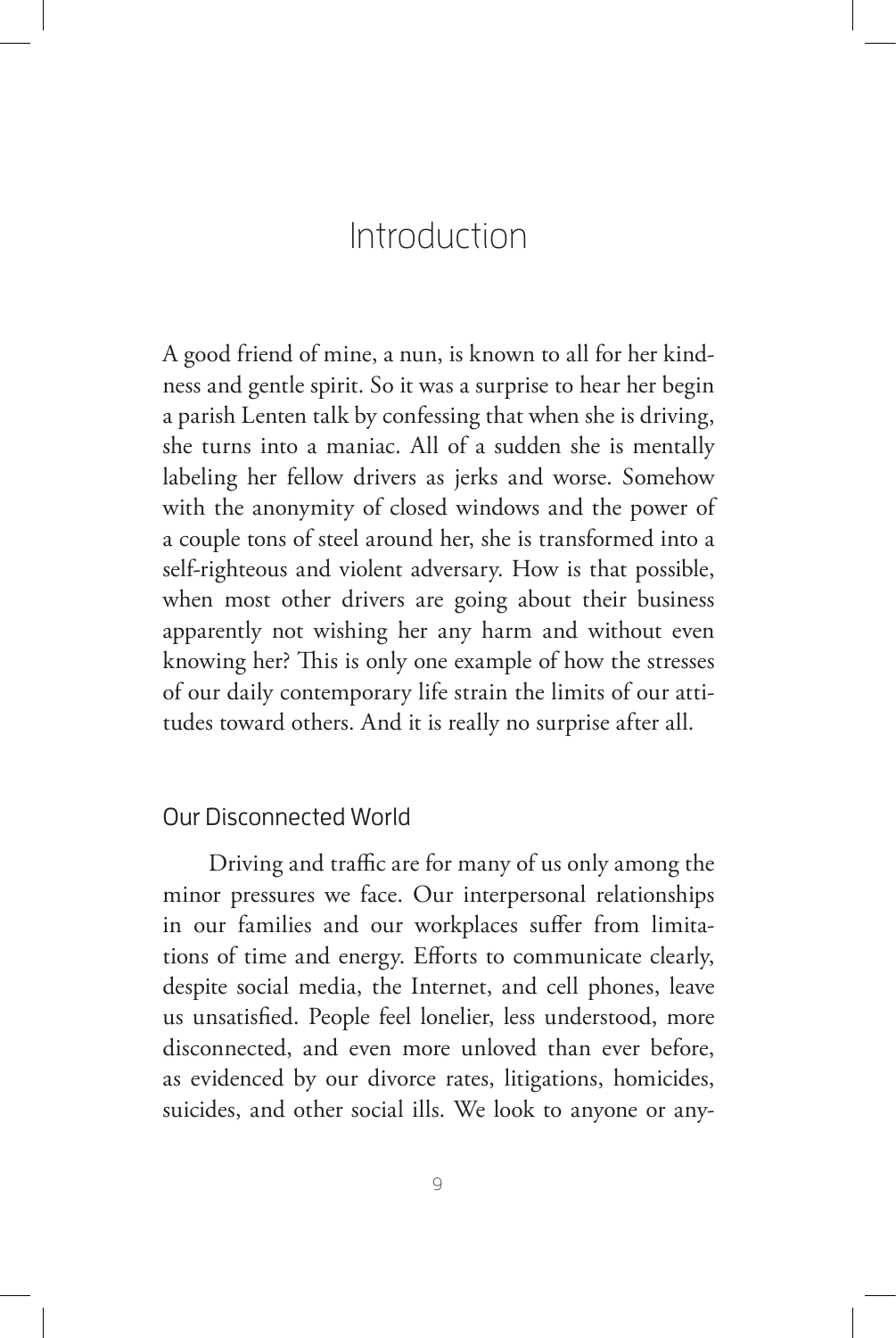# Introduction

A good friend of mine, a nun, is known to all for her kindness and gentle spirit. So it was a surprise to hear her begin a parish Lenten talk by confessing that when she is driving, she turns into a maniac. All of a sudden she is mentally labeling her fellow drivers as jerks and worse. Somehow with the anonymity of closed windows and the power of a couple tons of steel around her, she is transformed into a self-righteous and violent adversary. How is that possible, when most other drivers are going about their business apparently not wishing her any harm and without even knowing her? This is only one example of how the stresses of our daily contemporary life strain the limits of our attitudes toward others. And it is really no surprise after all.

## Our Disconnected World

Driving and traffic are for many of us only among the minor pressures we face. Our interpersonal relationships in our families and our workplaces suffer from limitations of time and energy. Efforts to communicate clearly, despite social media, the Internet, and cell phones, leave us unsatisfied. People feel lonelier, less understood, more disconnected, and even more unloved than ever before, as evidenced by our divorce rates, litigations, homicides, suicides, and other social ills. We look to anyone or any-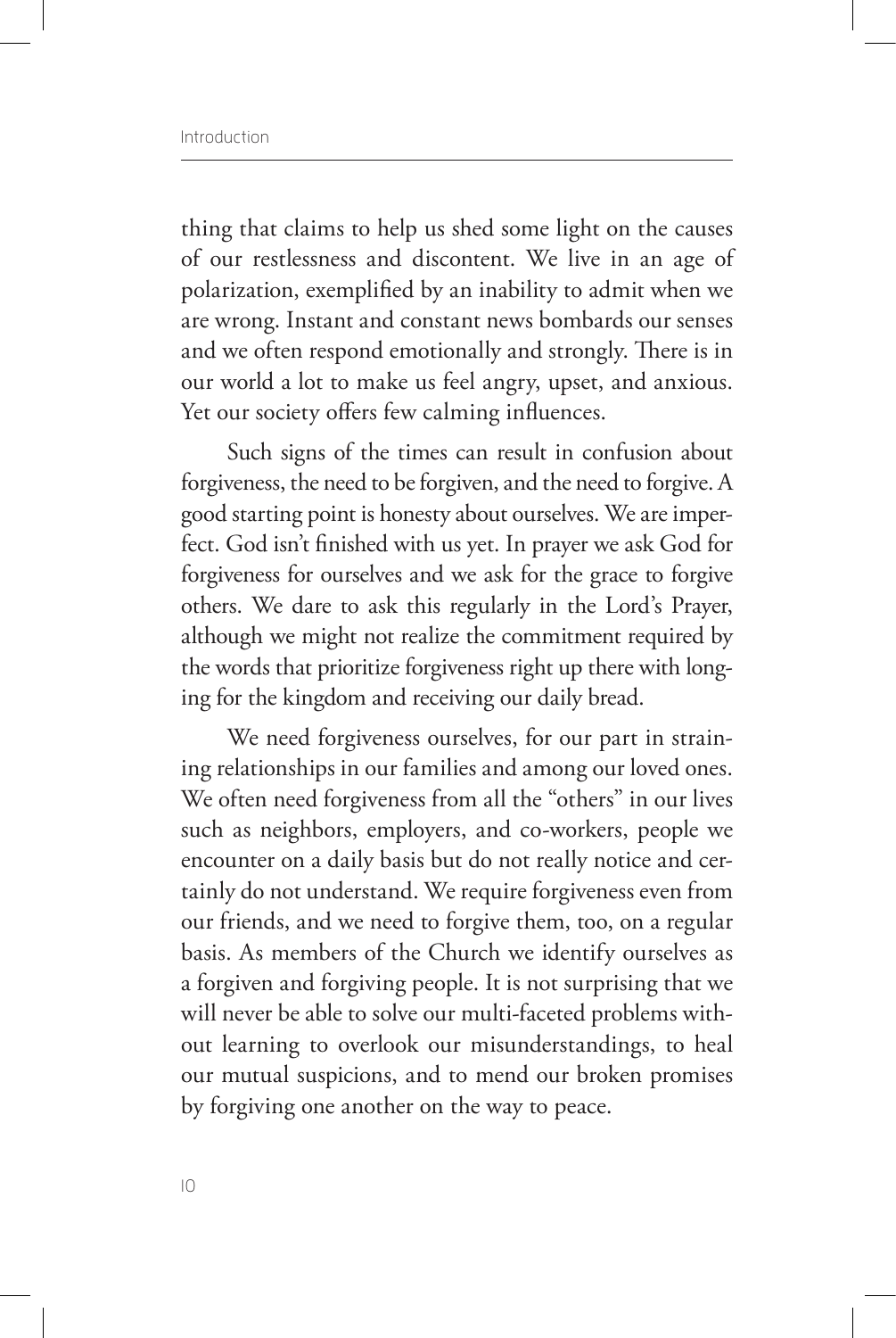thing that claims to help us shed some light on the causes of our restlessness and discontent. We live in an age of polarization, exemplified by an inability to admit when we are wrong. Instant and constant news bombards our senses and we often respond emotionally and strongly. There is in our world a lot to make us feel angry, upset, and anxious. Yet our society offers few calming influences.

Such signs of the times can result in confusion about forgiveness, the need to be forgiven, and the need to forgive. A good starting point is honesty about ourselves. We are imperfect. God isn't finished with us yet. In prayer we ask God for forgiveness for ourselves and we ask for the grace to forgive others. We dare to ask this regularly in the Lord's Prayer, although we might not realize the commitment required by the words that prioritize forgiveness right up there with longing for the kingdom and receiving our daily bread.

We need forgiveness ourselves, for our part in straining relationships in our families and among our loved ones. We often need forgiveness from all the "others" in our lives such as neighbors, employers, and co-workers, people we encounter on a daily basis but do not really notice and certainly do not understand. We require forgiveness even from our friends, and we need to forgive them, too, on a regular basis. As members of the Church we identify ourselves as a forgiven and forgiving people. It is not surprising that we will never be able to solve our multi-faceted problems without learning to overlook our misunderstandings, to heal our mutual suspicions, and to mend our broken promises by forgiving one another on the way to peace.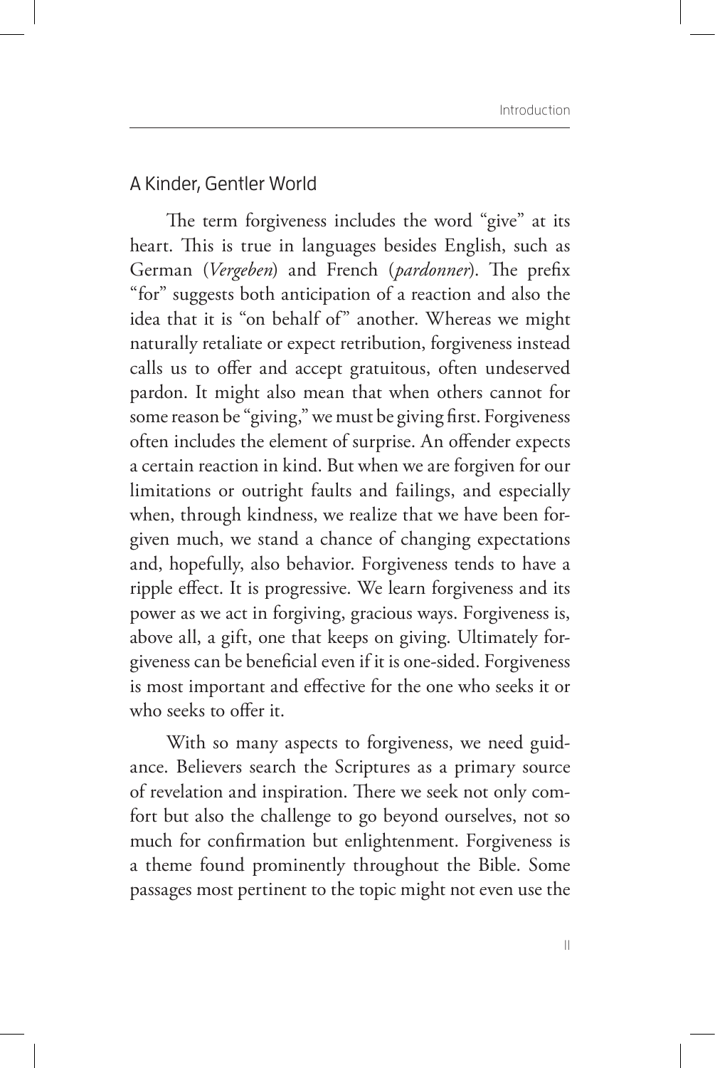## A Kinder, Gentler World

The term forgiveness includes the word "give" at its heart. This is true in languages besides English, such as German (*Vergeben*) and French (*pardonner*). The prefix "for" suggests both anticipation of a reaction and also the idea that it is "on behalf of" another. Whereas we might naturally retaliate or expect retribution, forgiveness instead calls us to offer and accept gratuitous, often undeserved pardon. It might also mean that when others cannot for some reason be "giving," we must be giving first. Forgiveness often includes the element of surprise. An offender expects a certain reaction in kind. But when we are forgiven for our limitations or outright faults and failings, and especially when, through kindness, we realize that we have been forgiven much, we stand a chance of changing expectations and, hopefully, also behavior. Forgiveness tends to have a ripple effect. It is progressive. We learn forgiveness and its power as we act in forgiving, gracious ways. Forgiveness is, above all, a gift, one that keeps on giving. Ultimately forgiveness can be beneficial even if it is one-sided. Forgiveness is most important and effective for the one who seeks it or who seeks to offer it.

With so many aspects to forgiveness, we need guidance. Believers search the Scriptures as a primary source of revelation and inspiration. There we seek not only comfort but also the challenge to go beyond ourselves, not so much for confirmation but enlightenment. Forgiveness is a theme found prominently throughout the Bible. Some passages most pertinent to the topic might not even use the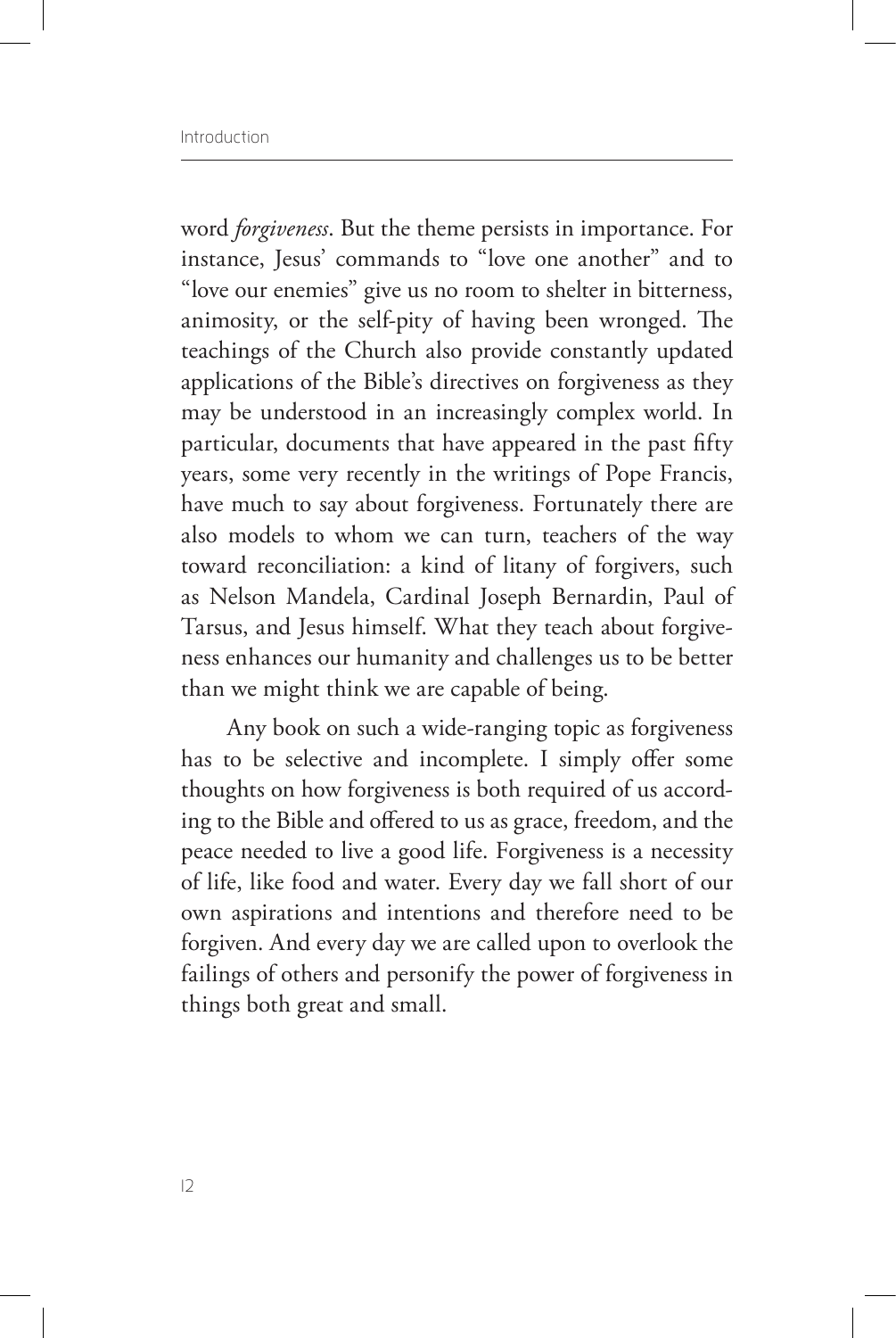word *forgiveness*. But the theme persists in importance. For instance, Jesus' commands to "love one another" and to "love our enemies" give us no room to shelter in bitterness, animosity, or the self-pity of having been wronged. The teachings of the Church also provide constantly updated applications of the Bible's directives on forgiveness as they may be understood in an increasingly complex world. In particular, documents that have appeared in the past fifty years, some very recently in the writings of Pope Francis, have much to say about forgiveness. Fortunately there are also models to whom we can turn, teachers of the way toward reconciliation: a kind of litany of forgivers, such as Nelson Mandela, Cardinal Joseph Bernardin, Paul of Tarsus, and Jesus himself. What they teach about forgiveness enhances our humanity and challenges us to be better than we might think we are capable of being.

Any book on such a wide-ranging topic as forgiveness has to be selective and incomplete. I simply offer some thoughts on how forgiveness is both required of us according to the Bible and offered to us as grace, freedom, and the peace needed to live a good life. Forgiveness is a necessity of life, like food and water. Every day we fall short of our own aspirations and intentions and therefore need to be forgiven. And every day we are called upon to overlook the failings of others and personify the power of forgiveness in things both great and small.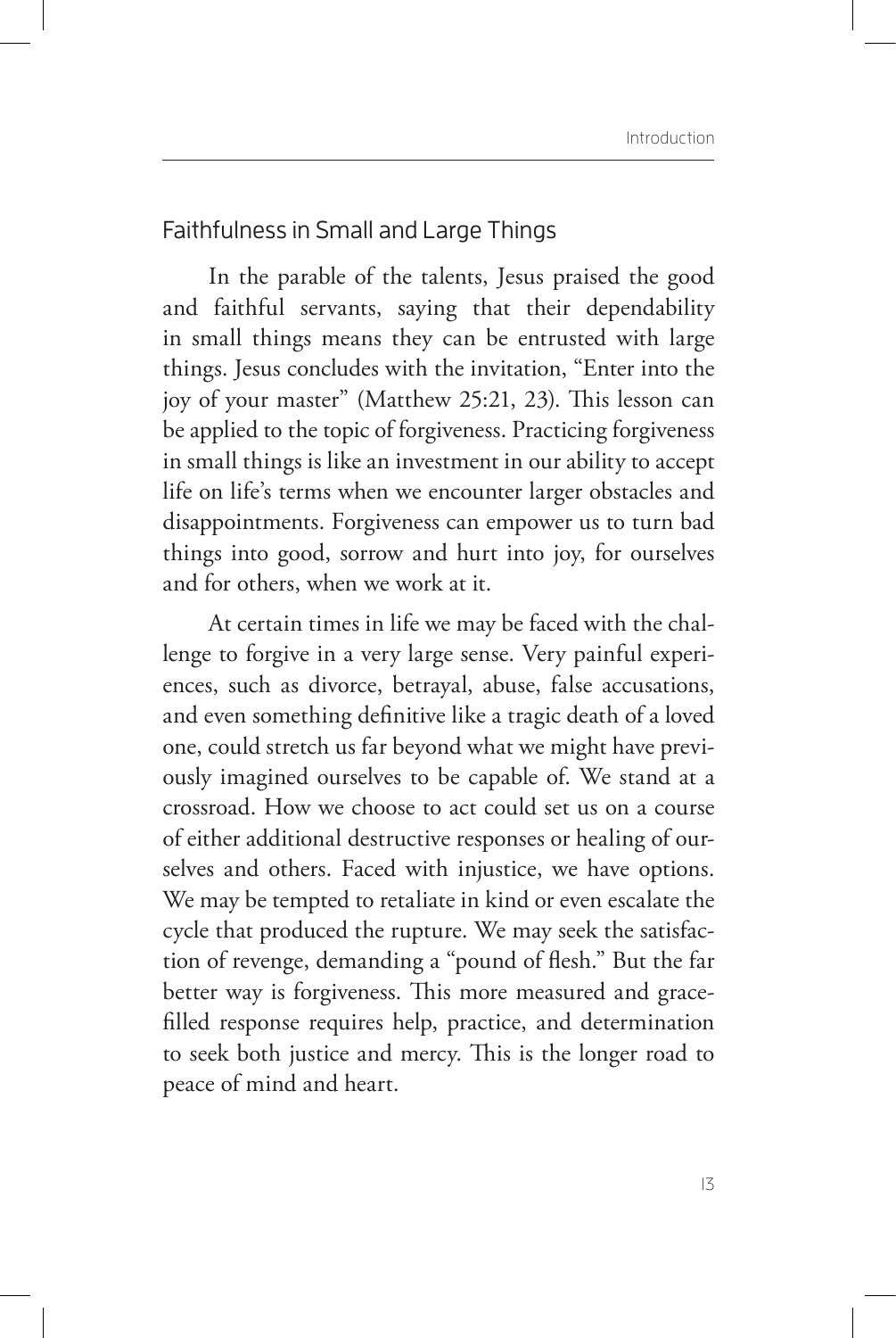## Faithfulness in Small and Large Things

In the parable of the talents, Jesus praised the good and faithful servants, saying that their dependability in small things means they can be entrusted with large things. Jesus concludes with the invitation, "Enter into the joy of your master" (Matthew 25:21, 23). This lesson can be applied to the topic of forgiveness. Practicing forgiveness in small things is like an investment in our ability to accept life on life's terms when we encounter larger obstacles and disappointments. Forgiveness can empower us to turn bad things into good, sorrow and hurt into joy, for ourselves and for others, when we work at it.

At certain times in life we may be faced with the challenge to forgive in a very large sense. Very painful experiences, such as divorce, betrayal, abuse, false accusations, and even something definitive like a tragic death of a loved one, could stretch us far beyond what we might have previously imagined ourselves to be capable of. We stand at a crossroad. How we choose to act could set us on a course of either additional destructive responses or healing of ourselves and others. Faced with injustice, we have options. We may be tempted to retaliate in kind or even escalate the cycle that produced the rupture. We may seek the satisfaction of revenge, demanding a "pound of flesh." But the far better way is forgiveness. This more measured and grace-filled response requires help, practice, and determination to seek both justice and mercy. This is the longer road to peace of mind and heart.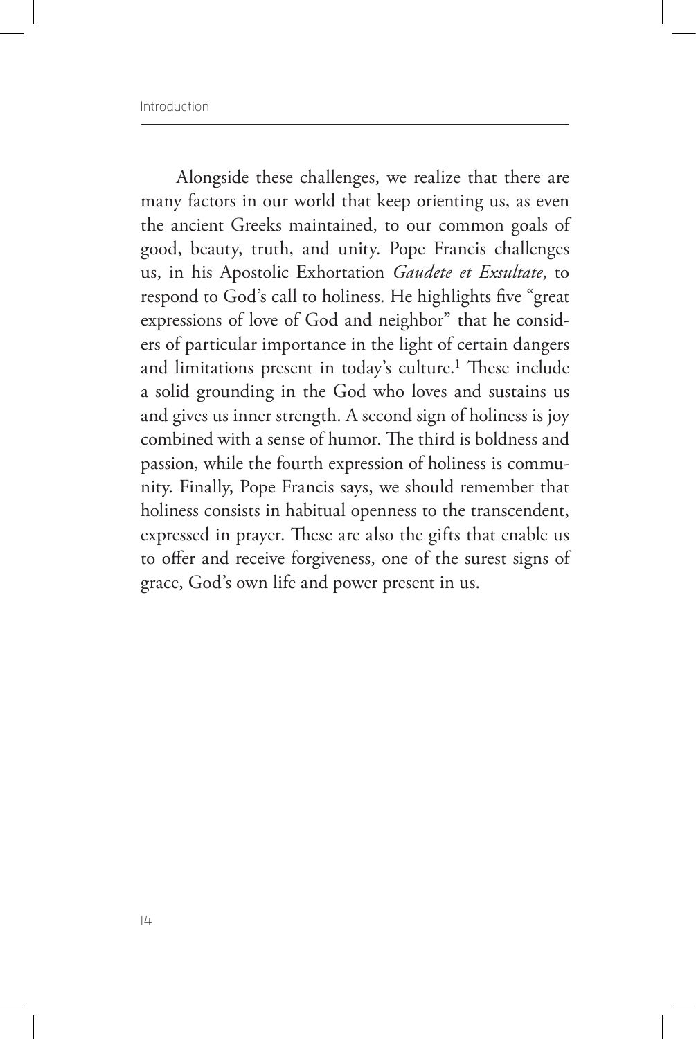Alongside these challenges, we realize that there are many factors in our world that keep orienting us, as even the ancient Greeks maintained, to our common goals of good, beauty, truth, and unity. Pope Francis challenges us, in his Apostolic Exhortation *Gaudete et Exsultate*, to respond to God's call to holiness. He highlights five "great expressions of love of God and neighbor" that he considers of particular importance in the light of certain dangers and limitations present in today's culture.[1] These include a solid grounding in the God who loves and sustains us and gives us inner strength. A second sign of holiness is joy combined with a sense of humor. The third is boldness and passion, while the fourth expression of holiness is community. Finally, Pope Francis says, we should remember that holiness consists in habitual openness to the transcendent, expressed in prayer. These are also the gifts that enable us to offer and receive forgiveness, one of the surest signs of grace, God's own life and power present in us.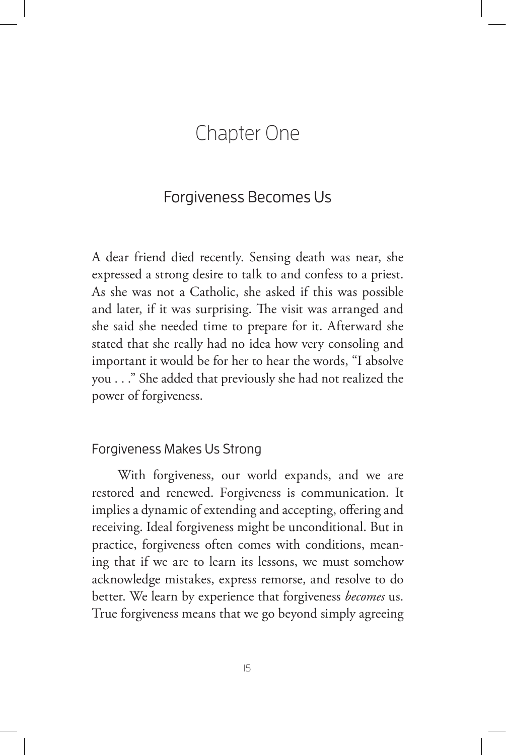# Chapter One

## Forgiveness Becomes Us

A dear friend died recently. Sensing death was near, she expressed a strong desire to talk to and confess to a priest. As she was not a Catholic, she asked if this was possible and later, if it was surprising. The visit was arranged and she said she needed time to prepare for it. Afterward she stated that she really had no idea how very consoling and important it would be for her to hear the words, "I absolve you . . ." She added that previously she had not realized the power of forgiveness.

### Forgiveness Makes Us Strong

With forgiveness, our world expands, and we are restored and renewed. Forgiveness is communication. It implies a dynamic of extending and accepting, offering and receiving. Ideal forgiveness might be unconditional. But in practice, forgiveness often comes with conditions, meaning that if we are to learn its lessons, we must somehow acknowledge mistakes, express remorse, and resolve to do better. We learn by experience that forgiveness *becomes* us. True forgiveness means that we go beyond simply agreeing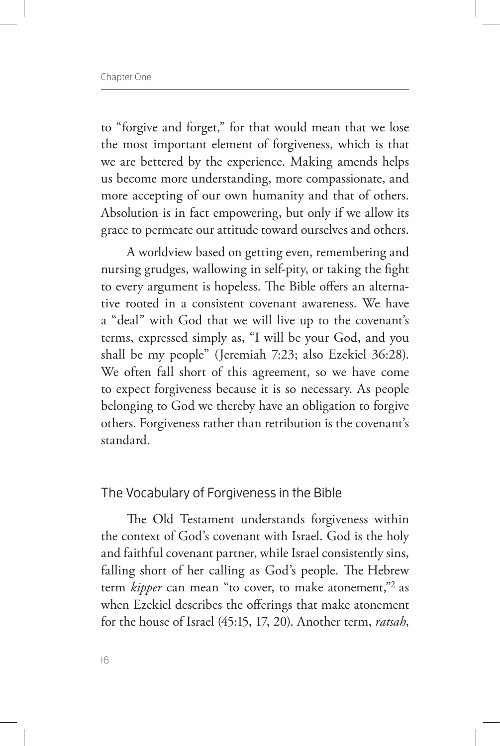to "forgive and forget," for that would mean that we lose the most important element of forgiveness, which is that we are bettered by the experience. Making amends helps us become more understanding, more compassionate, and more accepting of our own humanity and that of others. Absolution is in fact empowering, but only if we allow its grace to permeate our attitude toward ourselves and others.

A worldview based on getting even, remembering and nursing grudges, wallowing in self-pity, or taking the fight to every argument is hopeless. The Bible offers an alternative rooted in a consistent covenant awareness. We have a "deal" with God that we will live up to the covenant's terms, expressed simply as, "I will be your God, and you shall be my people" (Jeremiah 7:23; also Ezekiel 36:28). We often fall short of this agreement, so we have come to expect forgiveness because it is so necessary. As people belonging to God we thereby have an obligation to forgive others. Forgiveness rather than retribution is the covenant's standard.

## The Vocabulary of Forgiveness in the Bible

The Old Testament understands forgiveness within the context of God's covenant with Israel. God is the holy and faithful covenant partner, while Israel consistently sins, falling short of her calling as God's people. The Hebrew term *kipper* can mean "to cover, to make atonement,"[2] as when Ezekiel describes the offerings that make atonement for the house of Israel (45:15, 17, 20). Another term, *ratsah*,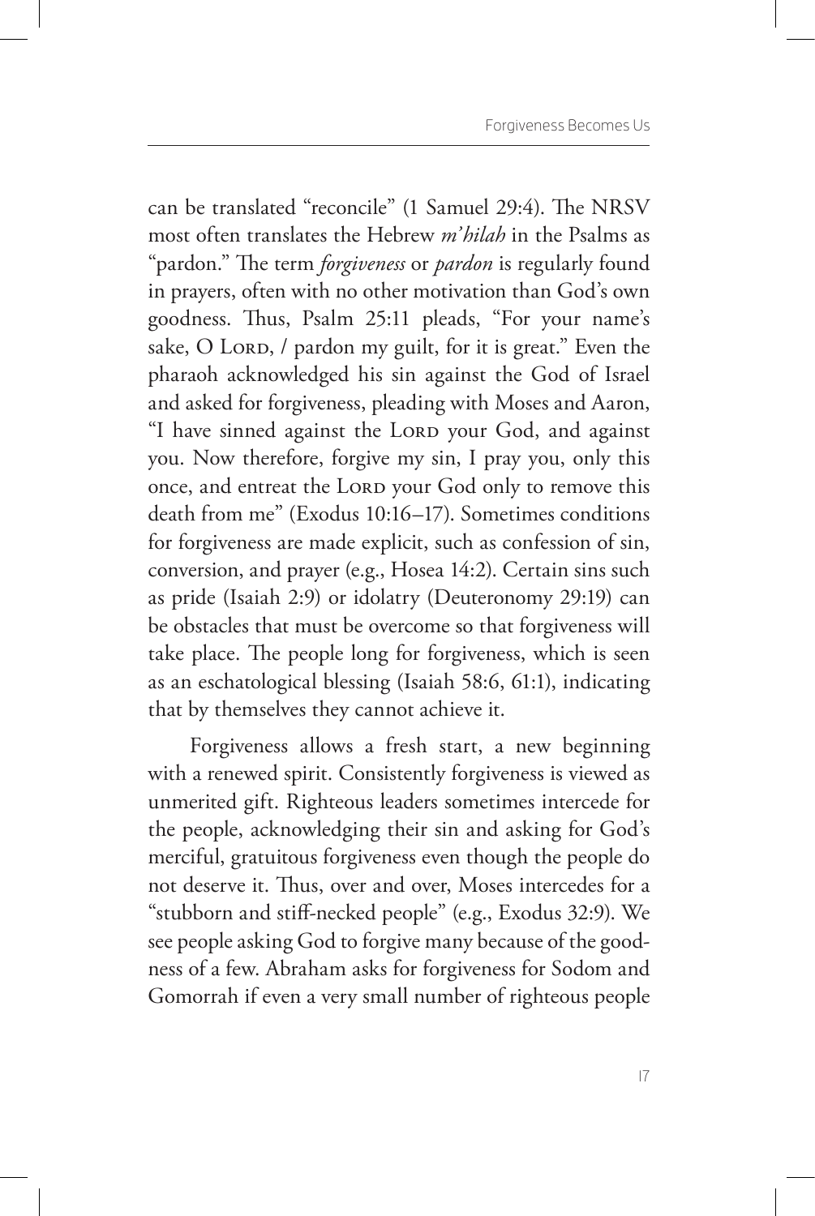can be translated "reconcile" (1 Samuel 29:4). The NRSV most often translates the Hebrew *m'hilah* in the Psalms as "pardon." The term *forgiveness* or *pardon* is regularly found in prayers, often with no other motivation than God's own goodness. Thus, Psalm 25:11 pleads, "For your name's sake, O Lord, / pardon my guilt, for it is great." Even the pharaoh acknowledged his sin against the God of Israel and asked for forgiveness, pleading with Moses and Aaron, "I have sinned against the Lord your God, and against you. Now therefore, forgive my sin, I pray you, only this once, and entreat the Lord your God only to remove this death from me" (Exodus 10:16–17). Sometimes conditions for forgiveness are made explicit, such as confession of sin, conversion, and prayer (e.g., Hosea 14:2). Certain sins such as pride (Isaiah 2:9) or idolatry (Deuteronomy 29:19) can be obstacles that must be overcome so that forgiveness will take place. The people long for forgiveness, which is seen as an eschatological blessing (Isaiah 58:6, 61:1), indicating that by themselves they cannot achieve it.

Forgiveness allows a fresh start, a new beginning with a renewed spirit. Consistently forgiveness is viewed as unmerited gift. Righteous leaders sometimes intercede for the people, acknowledging their sin and asking for God's merciful, gratuitous forgiveness even though the people do not deserve it. Thus, over and over, Moses intercedes for a "stubborn and stiff-necked people" (e.g., Exodus 32:9). We see people asking God to forgive many because of the goodness of a few. Abraham asks for forgiveness for Sodom and Gomorrah if even a very small number of righteous people